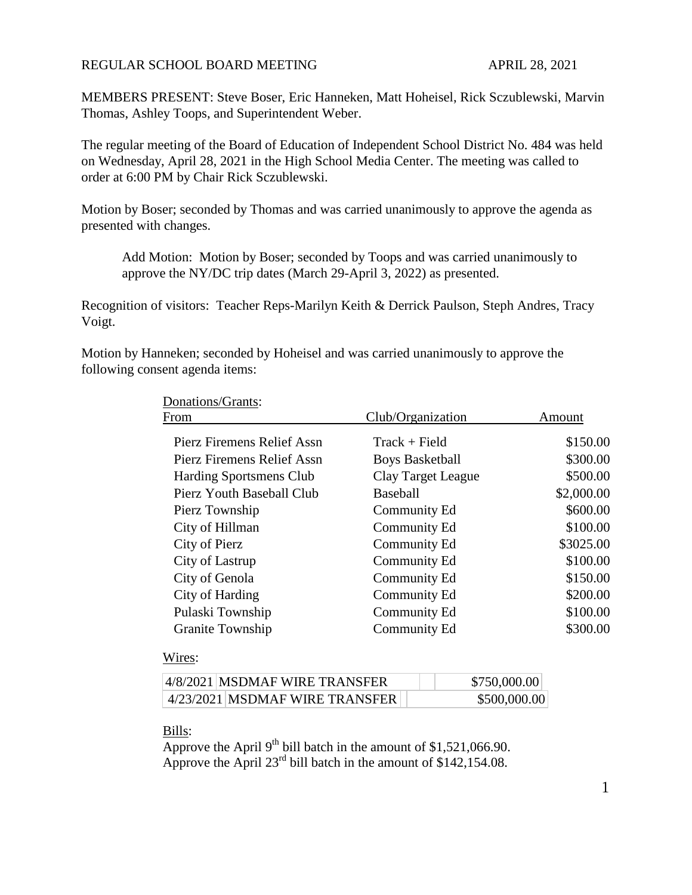REGULAR SCHOOL BOARD MEETING APRIL 28, 2021

MEMBERS PRESENT: Steve Boser, Eric Hanneken, Matt Hoheisel, Rick Sczublewski, Marvin Thomas, Ashley Toops, and Superintendent Weber.

The regular meeting of the Board of Education of Independent School District No. 484 was held on Wednesday, April 28, 2021 in the High School Media Center. The meeting was called to order at 6:00 PM by Chair Rick Sczublewski.

Motion by Boser; seconded by Thomas and was carried unanimously to approve the agenda as presented with changes.

> Add Motion: Motion by Boser; seconded by Toops and was carried unanimously to approve the NY/DC trip dates (March 29-April 3, 2022) as presented.

Recognition of visitors: Teacher Reps-Marilyn Keith & Derrick Paulson, Steph Andres, Tracy Voigt.

Motion by Hanneken; seconded by Hoheisel and was carried unanimously to approve the following consent agenda items:

Donations/Grants:

| From | Club/Organization | Amount |
|---|---|---|
| Pierz Firemens Relief Assn | Track + Field | $150.00 |
| Pierz Firemens Relief Assn | Boys Basketball | $300.00 |
| Harding Sportsmens Club | Clay Target League | $500.00 |
| Pierz Youth Baseball Club | Baseball | $2,000.00 |
| Pierz Township | Community Ed | $600.00 |
| City of Hillman | Community Ed | $100.00 |
| City of Pierz | Community Ed | $3025.00 |
| City of Lastrup | Community Ed | $100.00 |
| City of Genola | Community Ed | $150.00 |
| City of Harding | Community Ed | $200.00 |
| Pulaski Township | Community Ed | $100.00 |
| Granite Township | Community Ed | $300.00 |

Wires:

| Date | Description | Amount |
|---|---|---|
| 4/8/2021 | MSDMAF WIRE TRANSFER | $750,000.00 |
| 4/23/2021 | MSDMAF WIRE TRANSFER | $500,000.00 |

Bills:

Approve the April 9th bill batch in the amount of $1,521,066.90.
Approve the April 23rd bill batch in the amount of $142,154.08.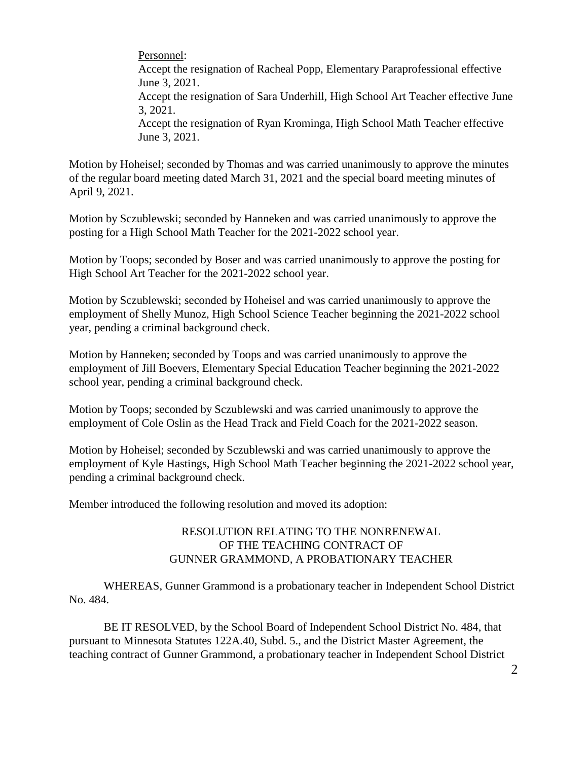Personnel:

Accept the resignation of Racheal Popp, Elementary Paraprofessional effective June 3, 2021.

Accept the resignation of Sara Underhill, High School Art Teacher effective June 3, 2021.

Accept the resignation of Ryan Krominga, High School Math Teacher effective June 3, 2021.

Motion by Hoheisel; seconded by Thomas and was carried unanimously to approve the minutes of the regular board meeting dated March 31, 2021 and the special board meeting minutes of April 9, 2021.

Motion by Sczublewski; seconded by Hanneken and was carried unanimously to approve the posting for a High School Math Teacher for the 2021-2022 school year.

Motion by Toops; seconded by Boser and was carried unanimously to approve the posting for High School Art Teacher for the 2021-2022 school year.

Motion by Sczublewski; seconded by Hoheisel and was carried unanimously to approve the employment of Shelly Munoz, High School Science Teacher beginning the 2021-2022 school year, pending a criminal background check.

Motion by Hanneken; seconded by Toops and was carried unanimously to approve the employment of Jill Boevers, Elementary Special Education Teacher beginning the 2021-2022 school year, pending a criminal background check.

Motion by Toops; seconded by Sczublewski and was carried unanimously to approve the employment of Cole Oslin as the Head Track and Field Coach for the 2021-2022 season.

Motion by Hoheisel; seconded by Sczublewski and was carried unanimously to approve the employment of Kyle Hastings, High School Math Teacher beginning the 2021-2022 school year, pending a criminal background check.

Member introduced the following resolution and moved its adoption:

RESOLUTION RELATING TO THE NONRENEWAL
OF THE TEACHING CONTRACT OF
GUNNER GRAMMOND, A PROBATIONARY TEACHER

WHEREAS, Gunner Grammond is a probationary teacher in Independent School District No. 484.

BE IT RESOLVED, by the School Board of Independent School District No. 484, that pursuant to Minnesota Statutes 122A.40, Subd. 5., and the District Master Agreement, the teaching contract of Gunner Grammond, a probationary teacher in Independent School District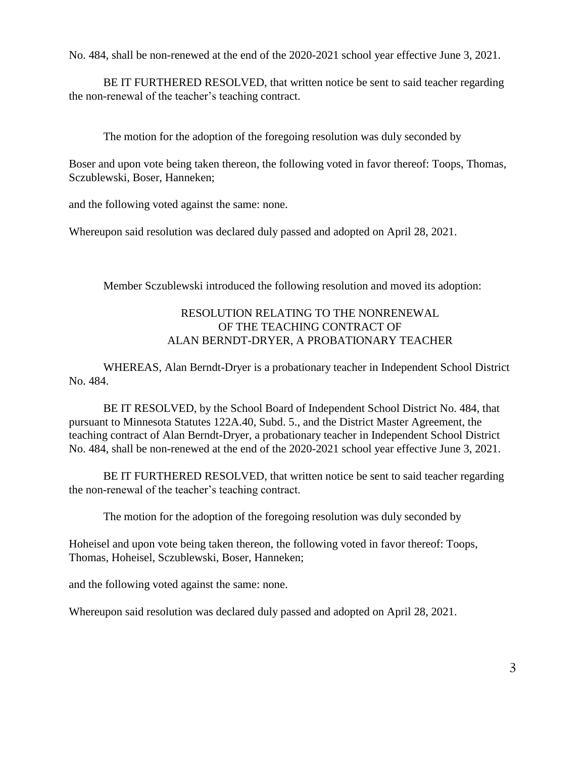No. 484, shall be non-renewed at the end of the 2020-2021 school year effective June 3, 2021.

BE IT FURTHERED RESOLVED, that written notice be sent to said teacher regarding the non-renewal of the teacher's teaching contract.

The motion for the adoption of the foregoing resolution was duly seconded by

Boser and upon vote being taken thereon, the following voted in favor thereof: Toops, Thomas, Sczublewski, Boser, Hanneken;

and the following voted against the same: none.

Whereupon said resolution was declared duly passed and adopted on April 28, 2021.

Member Sczublewski introduced the following resolution and moved its adoption:

RESOLUTION RELATING TO THE NONRENEWAL
OF THE TEACHING CONTRACT OF
ALAN BERNDT-DRYER, A PROBATIONARY TEACHER

WHEREAS, Alan Berndt-Dryer is a probationary teacher in Independent School District No. 484.

BE IT RESOLVED, by the School Board of Independent School District No. 484, that pursuant to Minnesota Statutes 122A.40, Subd. 5., and the District Master Agreement, the teaching contract of Alan Berndt-Dryer, a probationary teacher in Independent School District No. 484, shall be non-renewed at the end of the 2020-2021 school year effective June 3, 2021.

BE IT FURTHERED RESOLVED, that written notice be sent to said teacher regarding the non-renewal of the teacher's teaching contract.

The motion for the adoption of the foregoing resolution was duly seconded by

Hoheisel and upon vote being taken thereon, the following voted in favor thereof: Toops, Thomas, Hoheisel, Sczublewski, Boser, Hanneken;

and the following voted against the same: none.

Whereupon said resolution was declared duly passed and adopted on April 28, 2021.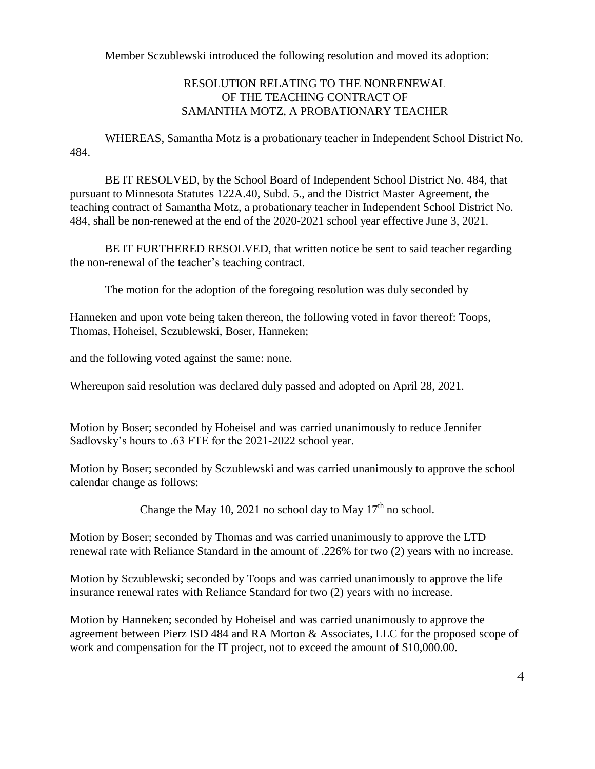Member Sczublewski introduced the following resolution and moved its adoption:

RESOLUTION RELATING TO THE NONRENEWAL
OF THE TEACHING CONTRACT OF
SAMANTHA MOTZ, A PROBATIONARY TEACHER

WHEREAS, Samantha Motz is a probationary teacher in Independent School District No. 484.

BE IT RESOLVED, by the School Board of Independent School District No. 484, that pursuant to Minnesota Statutes 122A.40, Subd. 5., and the District Master Agreement, the teaching contract of Samantha Motz, a probationary teacher in Independent School District No. 484, shall be non-renewed at the end of the 2020-2021 school year effective June 3, 2021.

BE IT FURTHERED RESOLVED, that written notice be sent to said teacher regarding the non-renewal of the teacher's teaching contract.

The motion for the adoption of the foregoing resolution was duly seconded by

Hanneken and upon vote being taken thereon, the following voted in favor thereof: Toops, Thomas, Hoheisel, Sczublewski, Boser, Hanneken;

and the following voted against the same: none.

Whereupon said resolution was declared duly passed and adopted on April 28, 2021.

Motion by Boser; seconded by Hoheisel and was carried unanimously to reduce Jennifer Sadlovsky's hours to .63 FTE for the 2021-2022 school year.

Motion by Boser; seconded by Sczublewski and was carried unanimously to approve the school calendar change as follows:

Change the May 10, 2021 no school day to May 17th no school.

Motion by Boser; seconded by Thomas and was carried unanimously to approve the LTD renewal rate with Reliance Standard in the amount of .226% for two (2) years with no increase.

Motion by Sczublewski; seconded by Toops and was carried unanimously to approve the life insurance renewal rates with Reliance Standard for two (2) years with no increase.

Motion by Hanneken; seconded by Hoheisel and was carried unanimously to approve the agreement between Pierz ISD 484 and RA Morton & Associates, LLC for the proposed scope of work and compensation for the IT project, not to exceed the amount of $10,000.00.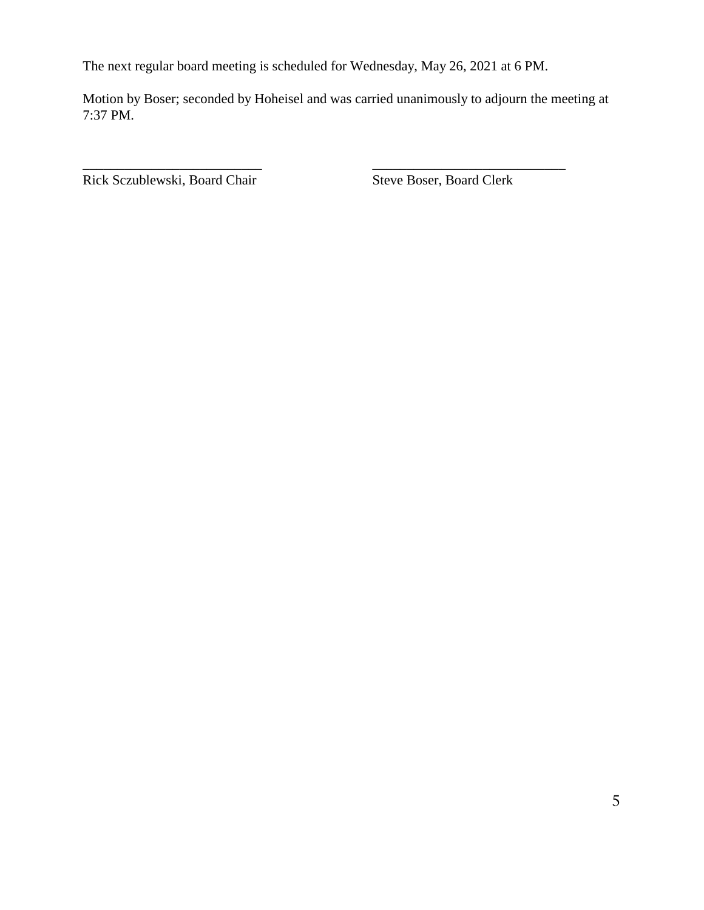The next regular board meeting is scheduled for Wednesday, May 26, 2021 at 6 PM.

Motion by Boser; seconded by Hoheisel and was carried unanimously to adjourn the meeting at 7:37 PM.

| | |
|---|---|
| ___________________________ | _____________________________ |
| Rick Sczublewski, Board Chair | Steve Boser, Board Clerk |